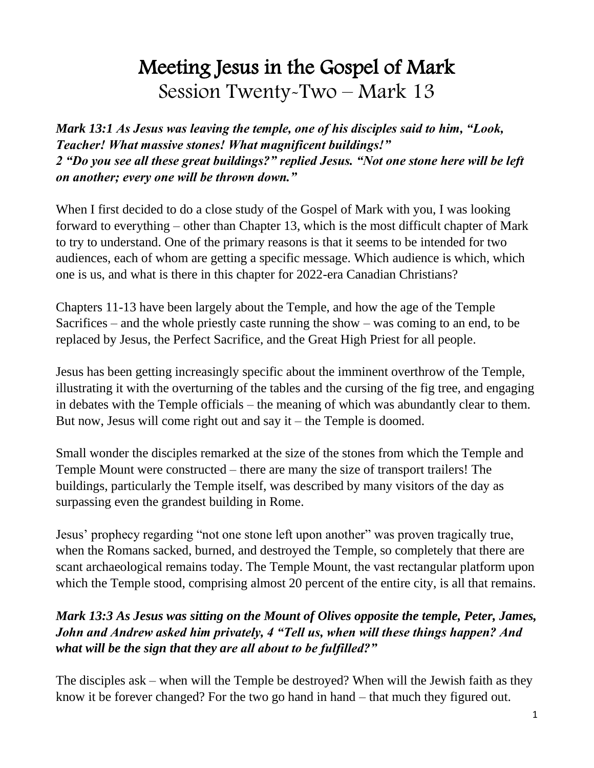# Meeting Jesus in the Gospel of Mark

## Session Twenty-Two – Mark 13

***Mark 13:1 As Jesus was leaving the temple, one of his disciples said to him, "Look, Teacher! What massive stones! What magnificent buildings!"***
***2 "Do you see all these great buildings?" replied Jesus. "Not one stone here will be left on another; every one will be thrown down."***

When I first decided to do a close study of the Gospel of Mark with you, I was looking forward to everything – other than Chapter 13, which is the most difficult chapter of Mark to try to understand. One of the primary reasons is that it seems to be intended for two audiences, each of whom are getting a specific message. Which audience is which, which one is us, and what is there in this chapter for 2022-era Canadian Christians?

Chapters 11-13 have been largely about the Temple, and how the age of the Temple Sacrifices – and the whole priestly caste running the show – was coming to an end, to be replaced by Jesus, the Perfect Sacrifice, and the Great High Priest for all people.

Jesus has been getting increasingly specific about the imminent overthrow of the Temple, illustrating it with the overturning of the tables and the cursing of the fig tree, and engaging in debates with the Temple officials – the meaning of which was abundantly clear to them. But now, Jesus will come right out and say it – the Temple is doomed.

Small wonder the disciples remarked at the size of the stones from which the Temple and Temple Mount were constructed – there are many the size of transport trailers! The buildings, particularly the Temple itself, was described by many visitors of the day as surpassing even the grandest building in Rome.

Jesus' prophecy regarding "not one stone left upon another" was proven tragically true, when the Romans sacked, burned, and destroyed the Temple, so completely that there are scant archaeological remains today. The Temple Mount, the vast rectangular platform upon which the Temple stood, comprising almost 20 percent of the entire city, is all that remains.

***Mark 13:3 As Jesus was sitting on the Mount of Olives opposite the temple, Peter, James, John and Andrew asked him privately, 4 "Tell us, when will these things happen? And what will be the sign that they are all about to be fulfilled?"***

The disciples ask – when will the Temple be destroyed? When will the Jewish faith as they know it be forever changed? For the two go hand in hand – that much they figured out.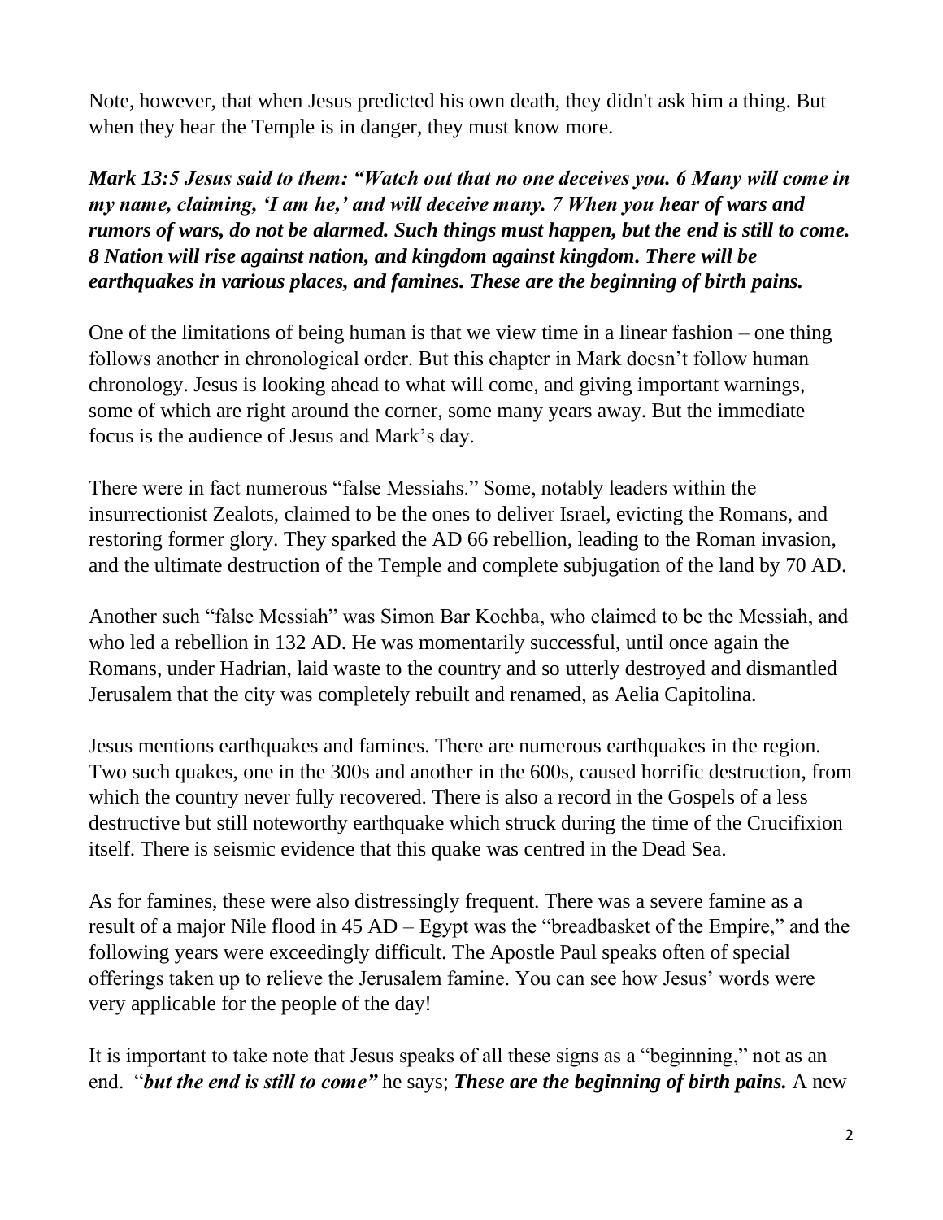Note, however, that when Jesus predicted his own death, they didn't ask him a thing. But when they hear the Temple is in danger, they must know more.

***Mark 13:5 Jesus said to them: "Watch out that no one deceives you. 6 Many will come in my name, claiming, 'I am he,' and will deceive many. 7 When you hear of wars and rumors of wars, do not be alarmed. Such things must happen, but the end is still to come. 8 Nation will rise against nation, and kingdom against kingdom. There will be earthquakes in various places, and famines. These are the beginning of birth pains.***

One of the limitations of being human is that we view time in a linear fashion – one thing follows another in chronological order. But this chapter in Mark doesn't follow human chronology. Jesus is looking ahead to what will come, and giving important warnings, some of which are right around the corner, some many years away. But the immediate focus is the audience of Jesus and Mark's day.

There were in fact numerous "false Messiahs." Some, notably leaders within the insurrectionist Zealots, claimed to be the ones to deliver Israel, evicting the Romans, and restoring former glory. They sparked the AD 66 rebellion, leading to the Roman invasion, and the ultimate destruction of the Temple and complete subjugation of the land by 70 AD.

Another such "false Messiah" was Simon Bar Kochba, who claimed to be the Messiah, and who led a rebellion in 132 AD. He was momentarily successful, until once again the Romans, under Hadrian, laid waste to the country and so utterly destroyed and dismantled Jerusalem that the city was completely rebuilt and renamed, as Aelia Capitolina.

Jesus mentions earthquakes and famines. There are numerous earthquakes in the region. Two such quakes, one in the 300s and another in the 600s, caused horrific destruction, from which the country never fully recovered. There is also a record in the Gospels of a less destructive but still noteworthy earthquake which struck during the time of the Crucifixion itself. There is seismic evidence that this quake was centred in the Dead Sea.

As for famines, these were also distressingly frequent. There was a severe famine as a result of a major Nile flood in 45 AD – Egypt was the "breadbasket of the Empire," and the following years were exceedingly difficult. The Apostle Paul speaks often of special offerings taken up to relieve the Jerusalem famine. You can see how Jesus' words were very applicable for the people of the day!

It is important to take note that Jesus speaks of all these signs as a "beginning," not as an end. "***but the end is still to come"*** he says; ***These are the beginning of birth pains.*** A new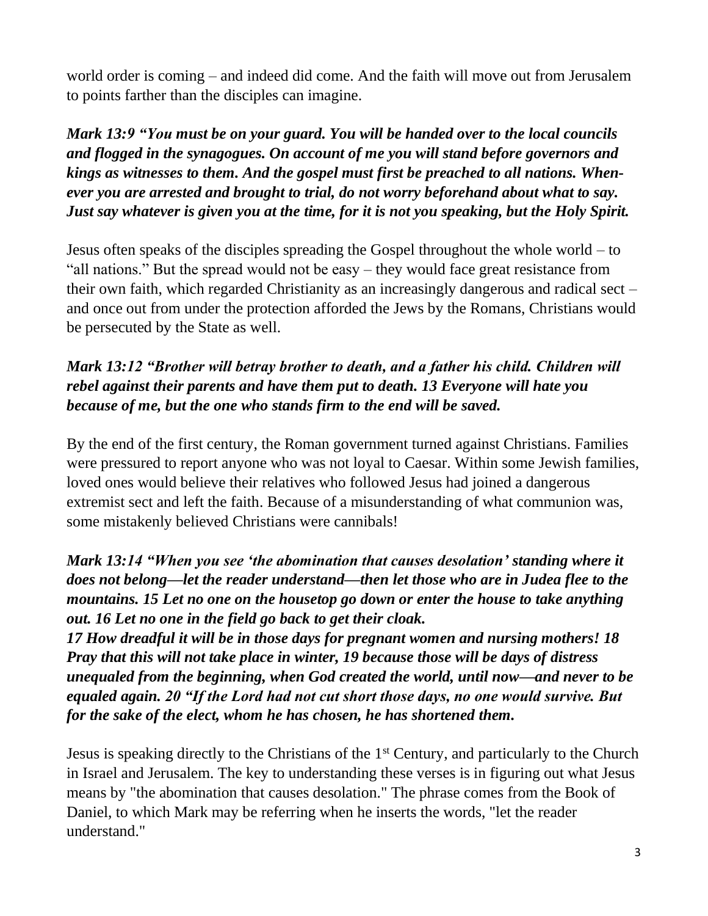world order is coming – and indeed did come. And the faith will move out from Jerusalem to points farther than the disciples can imagine.

***Mark 13:9 "You must be on your guard. You will be handed over to the local councils and flogged in the synagogues. On account of me you will stand before governors and kings as witnesses to them. And the gospel must first be preached to all nations. Whenever you are arrested and brought to trial, do not worry beforehand about what to say. Just say whatever is given you at the time, for it is not you speaking, but the Holy Spirit.***

Jesus often speaks of the disciples spreading the Gospel throughout the whole world – to "all nations." But the spread would not be easy – they would face great resistance from their own faith, which regarded Christianity as an increasingly dangerous and radical sect – and once out from under the protection afforded the Jews by the Romans, Christians would be persecuted by the State as well.

***Mark 13:12 "Brother will betray brother to death, and a father his child. Children will rebel against their parents and have them put to death. 13 Everyone will hate you because of me, but the one who stands firm to the end will be saved.***

By the end of the first century, the Roman government turned against Christians. Families were pressured to report anyone who was not loyal to Caesar. Within some Jewish families, loved ones would believe their relatives who followed Jesus had joined a dangerous extremist sect and left the faith. Because of a misunderstanding of what communion was, some mistakenly believed Christians were cannibals!

***Mark 13:14 "When you see 'the abomination that causes desolation' standing where it does not belong—let the reader understand—then let those who are in Judea flee to the mountains. 15 Let no one on the housetop go down or enter the house to take anything out. 16 Let no one in the field go back to get their cloak.***
***17 How dreadful it will be in those days for pregnant women and nursing mothers! 18 Pray that this will not take place in winter, 19 because those will be days of distress unequaled from the beginning, when God created the world, until now—and never to be equaled again. 20 "If the Lord had not cut short those days, no one would survive. But for the sake of the elect, whom he has chosen, he has shortened them.***

Jesus is speaking directly to the Christians of the 1st Century, and particularly to the Church in Israel and Jerusalem. The key to understanding these verses is in figuring out what Jesus means by "the abomination that causes desolation." The phrase comes from the Book of Daniel, to which Mark may be referring when he inserts the words, "let the reader understand."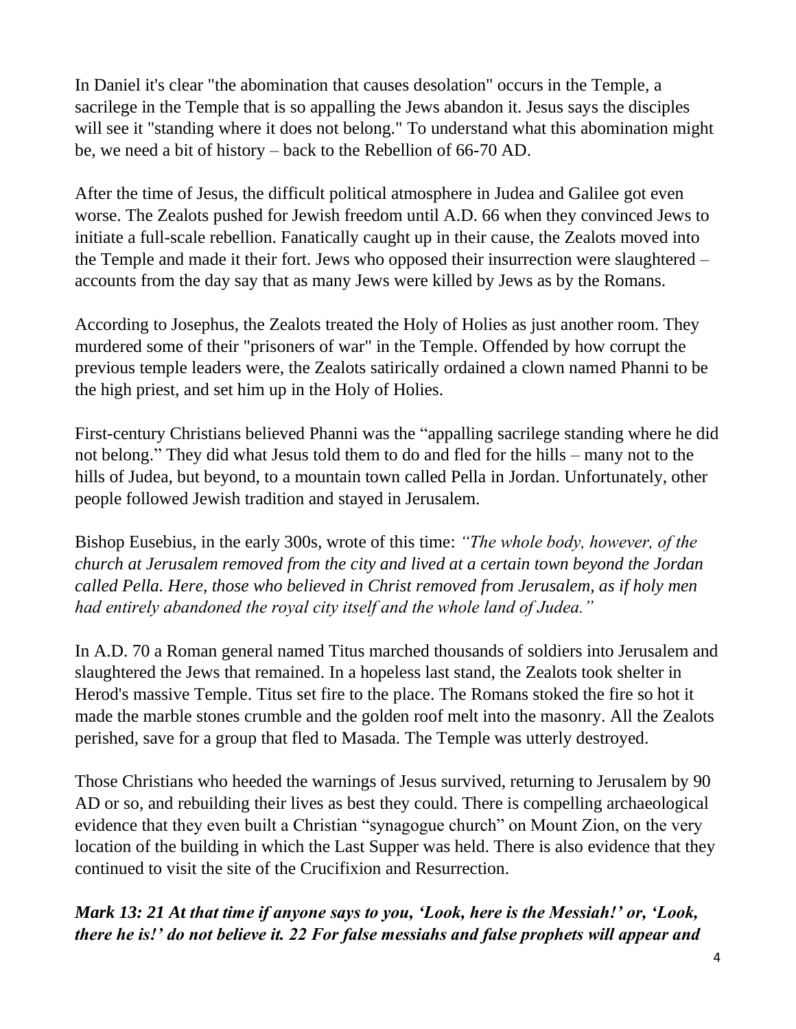In Daniel it's clear "the abomination that causes desolation" occurs in the Temple, a sacrilege in the Temple that is so appalling the Jews abandon it. Jesus says the disciples will see it "standing where it does not belong." To understand what this abomination might be, we need a bit of history – back to the Rebellion of 66-70 AD.

After the time of Jesus, the difficult political atmosphere in Judea and Galilee got even worse. The Zealots pushed for Jewish freedom until A.D. 66 when they convinced Jews to initiate a full-scale rebellion. Fanatically caught up in their cause, the Zealots moved into the Temple and made it their fort. Jews who opposed their insurrection were slaughtered – accounts from the day say that as many Jews were killed by Jews as by the Romans.

According to Josephus, the Zealots treated the Holy of Holies as just another room. They murdered some of their "prisoners of war" in the Temple. Offended by how corrupt the previous temple leaders were, the Zealots satirically ordained a clown named Phanni to be the high priest, and set him up in the Holy of Holies.

First-century Christians believed Phanni was the "appalling sacrilege standing where he did not belong." They did what Jesus told them to do and fled for the hills – many not to the hills of Judea, but beyond, to a mountain town called Pella in Jordan. Unfortunately, other people followed Jewish tradition and stayed in Jerusalem.

Bishop Eusebius, in the early 300s, wrote of this time: *"The whole body, however, of the church at Jerusalem removed from the city and lived at a certain town beyond the Jordan called Pella. Here, those who believed in Christ removed from Jerusalem, as if holy men had entirely abandoned the royal city itself and the whole land of Judea."*

In A.D. 70 a Roman general named Titus marched thousands of soldiers into Jerusalem and slaughtered the Jews that remained. In a hopeless last stand, the Zealots took shelter in Herod's massive Temple. Titus set fire to the place. The Romans stoked the fire so hot it made the marble stones crumble and the golden roof melt into the masonry. All the Zealots perished, save for a group that fled to Masada. The Temple was utterly destroyed.

Those Christians who heeded the warnings of Jesus survived, returning to Jerusalem by 90 AD or so, and rebuilding their lives as best they could. There is compelling archaeological evidence that they even built a Christian "synagogue church" on Mount Zion, on the very location of the building in which the Last Supper was held. There is also evidence that they continued to visit the site of the Crucifixion and Resurrection.

***Mark 13: 21 At that time if anyone says to you, 'Look, here is the Messiah!' or, 'Look, there he is!' do not believe it. 22 For false messiahs and false prophets will appear and***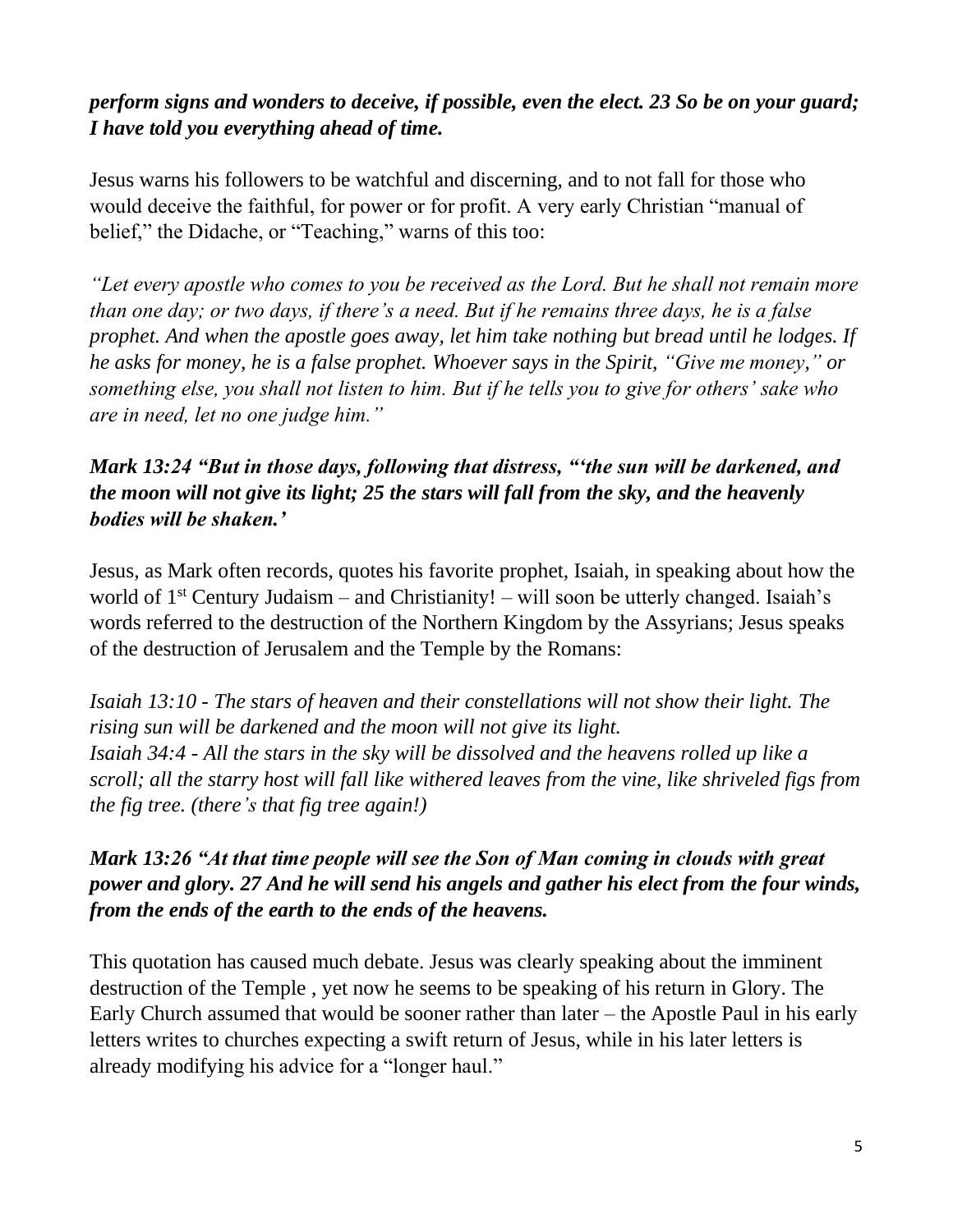***perform signs and wonders to deceive, if possible, even the elect. 23 So be on your guard; I have told you everything ahead of time.***

Jesus warns his followers to be watchful and discerning, and to not fall for those who would deceive the faithful, for power or for profit. A very early Christian "manual of belief," the Didache, or "Teaching," warns of this too:

*"Let every apostle who comes to you be received as the Lord. But he shall not remain more than one day; or two days, if there's a need. But if he remains three days, he is a false prophet. And when the apostle goes away, let him take nothing but bread until he lodges. If he asks for money, he is a false prophet. Whoever says in the Spirit, "Give me money," or something else, you shall not listen to him. But if he tells you to give for others' sake who are in need, let no one judge him."*

***Mark 13:24 "But in those days, following that distress, "'the sun will be darkened, and the moon will not give its light; 25 the stars will fall from the sky, and the heavenly bodies will be shaken.'***

Jesus, as Mark often records, quotes his favorite prophet, Isaiah, in speaking about how the world of 1st Century Judaism – and Christianity! – will soon be utterly changed. Isaiah's words referred to the destruction of the Northern Kingdom by the Assyrians; Jesus speaks of the destruction of Jerusalem and the Temple by the Romans:

*Isaiah 13:10 - The stars of heaven and their constellations will not show their light. The rising sun will be darkened and the moon will not give its light.*
*Isaiah 34:4 - All the stars in the sky will be dissolved and the heavens rolled up like a scroll; all the starry host will fall like withered leaves from the vine, like shriveled figs from the fig tree. (there's that fig tree again!)*

***Mark 13:26 "At that time people will see the Son of Man coming in clouds with great power and glory. 27 And he will send his angels and gather his elect from the four winds, from the ends of the earth to the ends of the heavens.***

This quotation has caused much debate. Jesus was clearly speaking about the imminent destruction of the Temple , yet now he seems to be speaking of his return in Glory. The Early Church assumed that would be sooner rather than later – the Apostle Paul in his early letters writes to churches expecting a swift return of Jesus, while in his later letters is already modifying his advice for a "longer haul."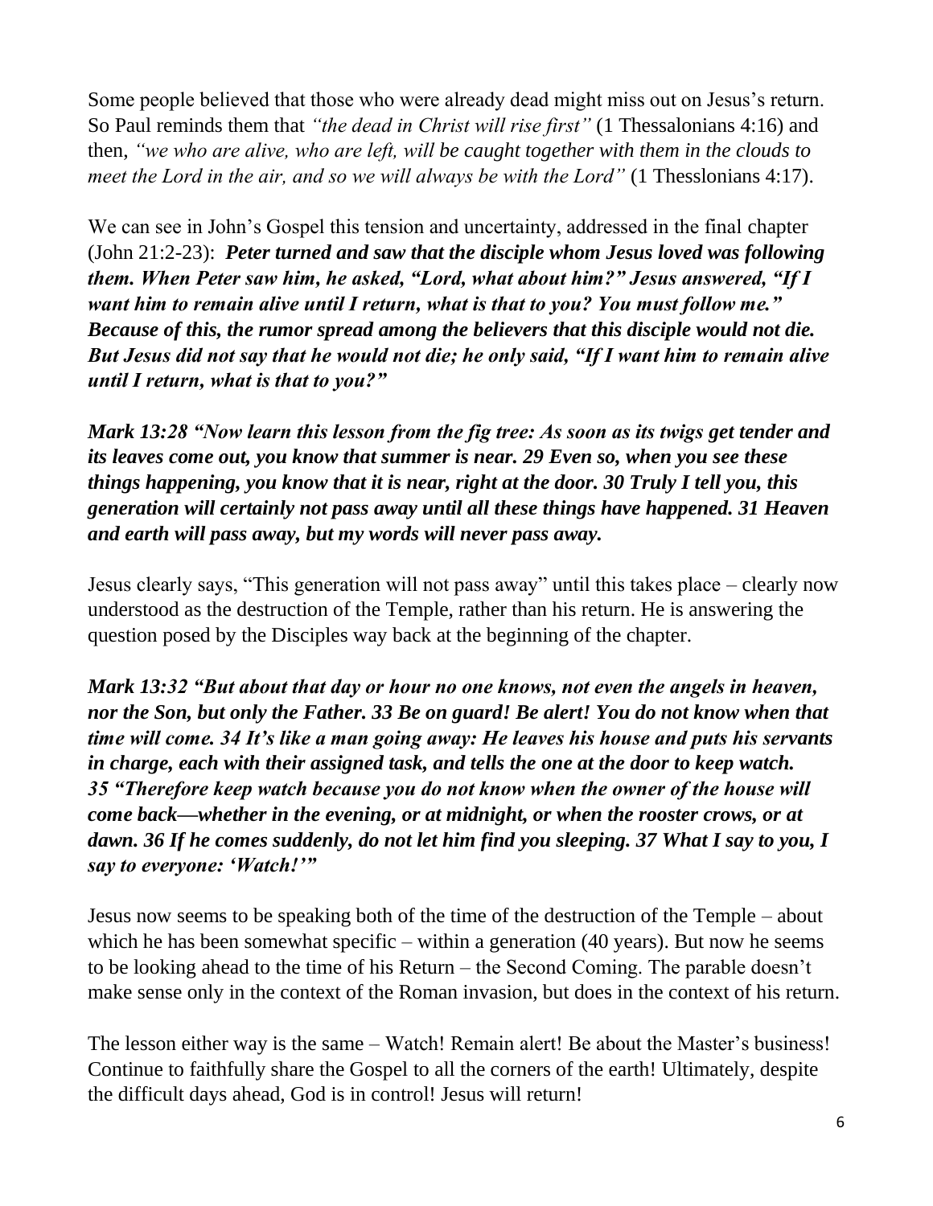Some people believed that those who were already dead might miss out on Jesus's return. So Paul reminds them that *"the dead in Christ will rise first"* (1 Thessalonians 4:16) and then, *"we who are alive, who are left, will be caught together with them in the clouds to meet the Lord in the air, and so we will always be with the Lord"* (1 Thesslonians 4:17).

We can see in John's Gospel this tension and uncertainty, addressed in the final chapter (John 21:2-23): ***Peter turned and saw that the disciple whom Jesus loved was following them. When Peter saw him, he asked, "Lord, what about him?" Jesus answered, "If I want him to remain alive until I return, what is that to you? You must follow me." Because of this, the rumor spread among the believers that this disciple would not die. But Jesus did not say that he would not die; he only said, "If I want him to remain alive until I return, what is that to you?"***

***Mark 13:28 "Now learn this lesson from the fig tree: As soon as its twigs get tender and its leaves come out, you know that summer is near. 29 Even so, when you see these things happening, you know that it is near, right at the door. 30 Truly I tell you, this generation will certainly not pass away until all these things have happened. 31 Heaven and earth will pass away, but my words will never pass away.***

Jesus clearly says, "This generation will not pass away" until this takes place – clearly now understood as the destruction of the Temple, rather than his return. He is answering the question posed by the Disciples way back at the beginning of the chapter.

***Mark 13:32 "But about that day or hour no one knows, not even the angels in heaven, nor the Son, but only the Father. 33 Be on guard! Be alert! You do not know when that time will come. 34 It's like a man going away: He leaves his house and puts his servants in charge, each with their assigned task, and tells the one at the door to keep watch. 35 "Therefore keep watch because you do not know when the owner of the house will come back—whether in the evening, or at midnight, or when the rooster crows, or at dawn. 36 If he comes suddenly, do not let him find you sleeping. 37 What I say to you, I say to everyone: 'Watch!'"***

Jesus now seems to be speaking both of the time of the destruction of the Temple – about which he has been somewhat specific – within a generation (40 years). But now he seems to be looking ahead to the time of his Return – the Second Coming. The parable doesn't make sense only in the context of the Roman invasion, but does in the context of his return.

The lesson either way is the same – Watch! Remain alert! Be about the Master's business! Continue to faithfully share the Gospel to all the corners of the earth! Ultimately, despite the difficult days ahead, God is in control! Jesus will return!